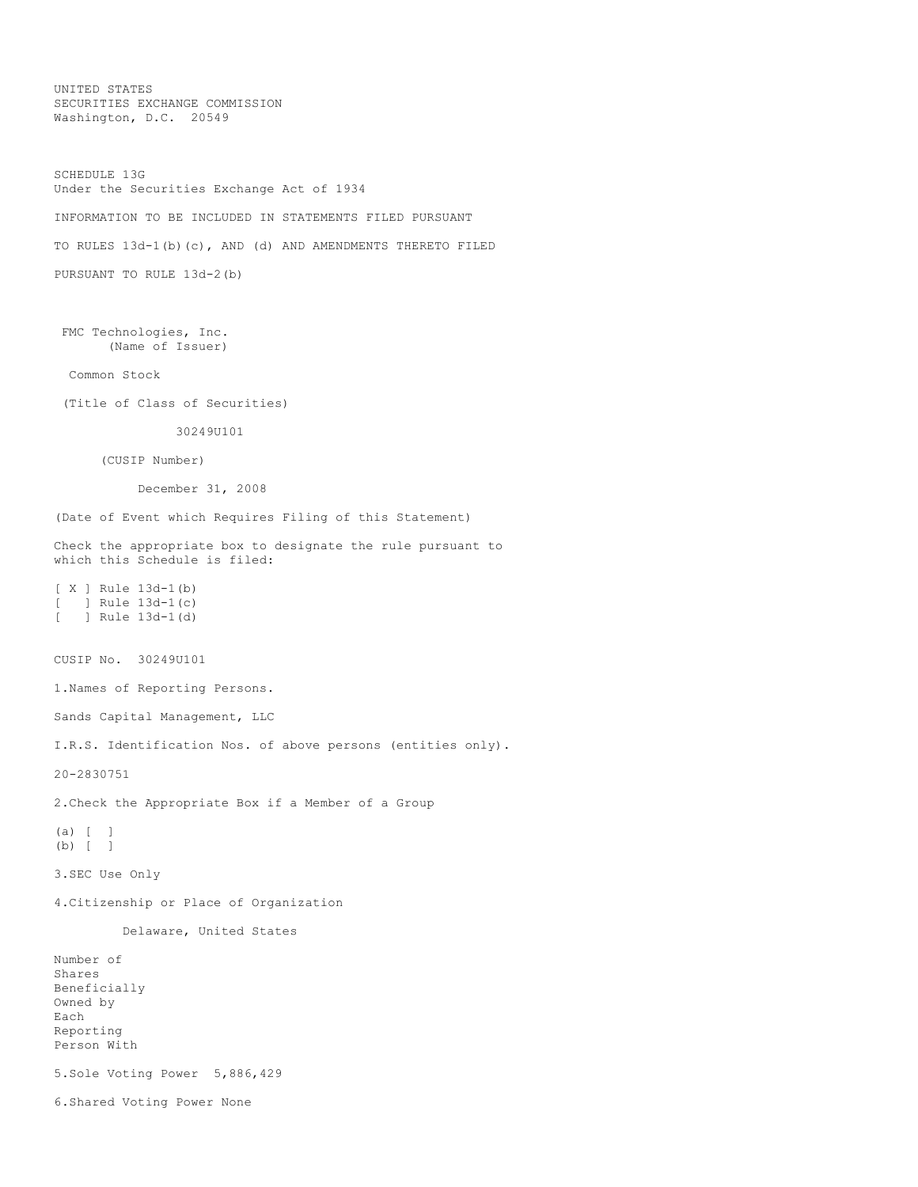UNITED STATES
SECURITIES EXCHANGE COMMISSION
Washington, D.C. 20549

SCHEDULE 13G
Under the Securities Exchange Act of 1934

INFORMATION TO BE INCLUDED IN STATEMENTS FILED PURSUANT

TO RULES 13d-1(b)(c), AND (d) AND AMENDMENTS THERETO FILED

PURSUANT TO RULE 13d-2(b)

FMC Technologies, Inc.
(Name of Issuer)

Common Stock

(Title of Class of Securities)

30249U101

(CUSIP Number)

December 31, 2008

(Date of Event which Requires Filing of this Statement)

Check the appropriate box to designate the rule pursuant to which this Schedule is filed:

[ X ] Rule 13d-1(b)
[ ] Rule 13d-1(c)
[ ] Rule 13d-1(d)

CUSIP No. 30249U101

1.Names of Reporting Persons.

Sands Capital Management, LLC

I.R.S. Identification Nos. of above persons (entities only).

20-2830751

2.Check the Appropriate Box if a Member of a Group

(a) [ ]
(b) [ ]

3.SEC Use Only

4.Citizenship or Place of Organization

Delaware, United States

Number of
Shares
Beneficially
Owned by
Each
Reporting
Person With

5.Sole Voting Power 5,886,429

6.Shared Voting Power None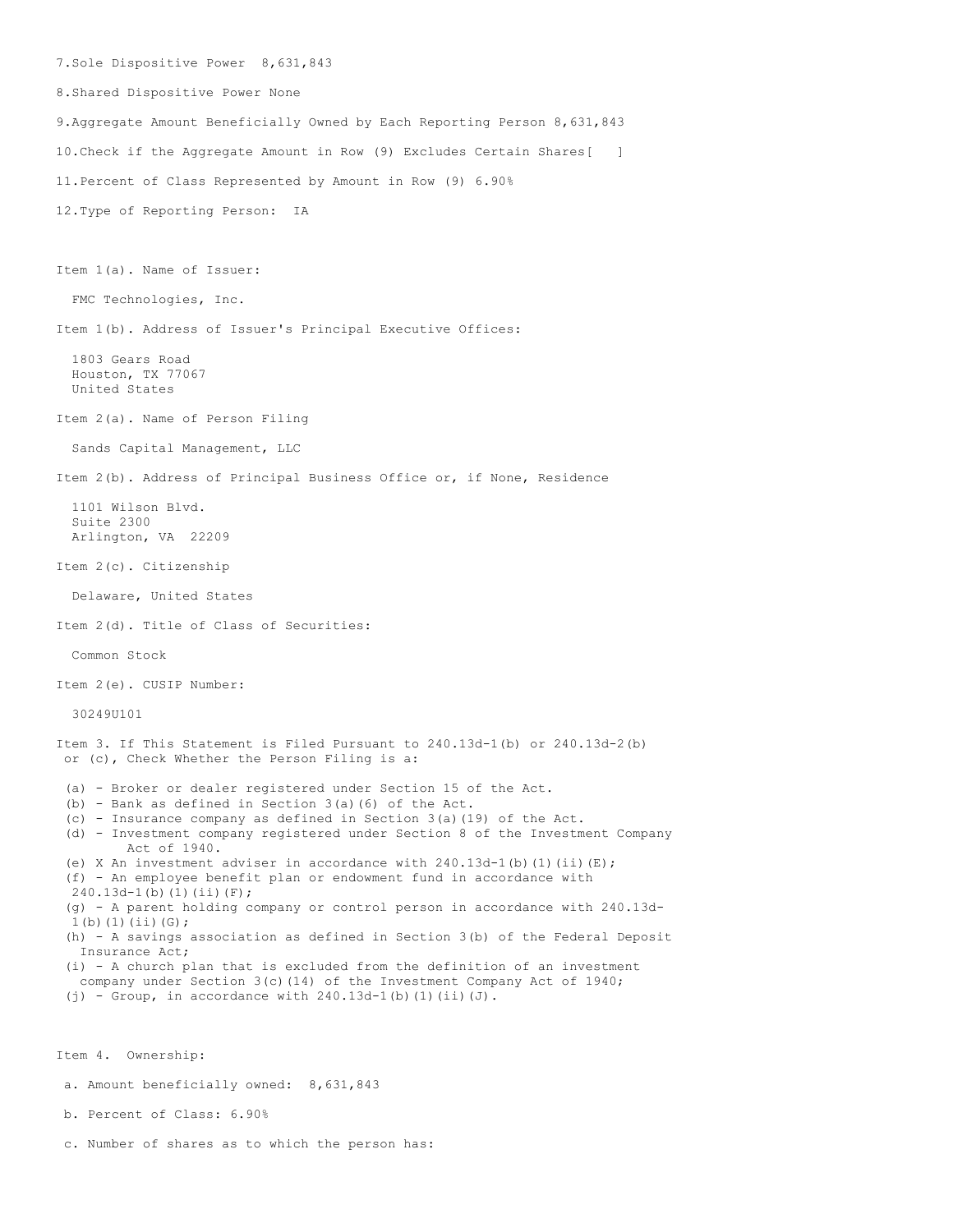7.Sole Dispositive Power 8,631,843

8.Shared Dispositive Power None

9.Aggregate Amount Beneficially Owned by Each Reporting Person 8,631,843

10.Check if the Aggregate Amount in Row (9) Excludes Certain Shares[ ]

11.Percent of Class Represented by Amount in Row (9) 6.90%

12.Type of Reporting Person: IA

Item 1(a). Name of Issuer:

FMC Technologies, Inc.

Item 1(b). Address of Issuer's Principal Executive Offices:

1803 Gears Road
Houston, TX 77067
United States

Item 2(a). Name of Person Filing

Sands Capital Management, LLC

Item 2(b). Address of Principal Business Office or, if None, Residence

1101 Wilson Blvd.
Suite 2300
Arlington, VA 22209

Item 2(c). Citizenship

Delaware, United States

Item 2(d). Title of Class of Securities:

Common Stock

Item 2(e). CUSIP Number:

30249U101

Item 3. If This Statement is Filed Pursuant to 240.13d-1(b) or 240.13d-2(b) or (c), Check Whether the Person Filing is a:

(a) - Broker or dealer registered under Section 15 of the Act.
(b) - Bank as defined in Section 3(a)(6) of the Act.
(c) - Insurance company as defined in Section 3(a)(19) of the Act.
(d) - Investment company registered under Section 8 of the Investment Company Act of 1940.
(e) X An investment adviser in accordance with 240.13d-1(b)(1)(ii)(E);
(f) - An employee benefit plan or endowment fund in accordance with 240.13d-1(b)(1)(ii)(F);
(g) - A parent holding company or control person in accordance with 240.13d-1(b)(1)(ii)(G);
(h) - A savings association as defined in Section 3(b) of the Federal Deposit Insurance Act;
(i) - A church plan that is excluded from the definition of an investment company under Section 3(c)(14) of the Investment Company Act of 1940;
(j) - Group, in accordance with 240.13d-1(b)(1)(ii)(J).

Item 4. Ownership:

a. Amount beneficially owned: 8,631,843

b. Percent of Class: 6.90%

c. Number of shares as to which the person has: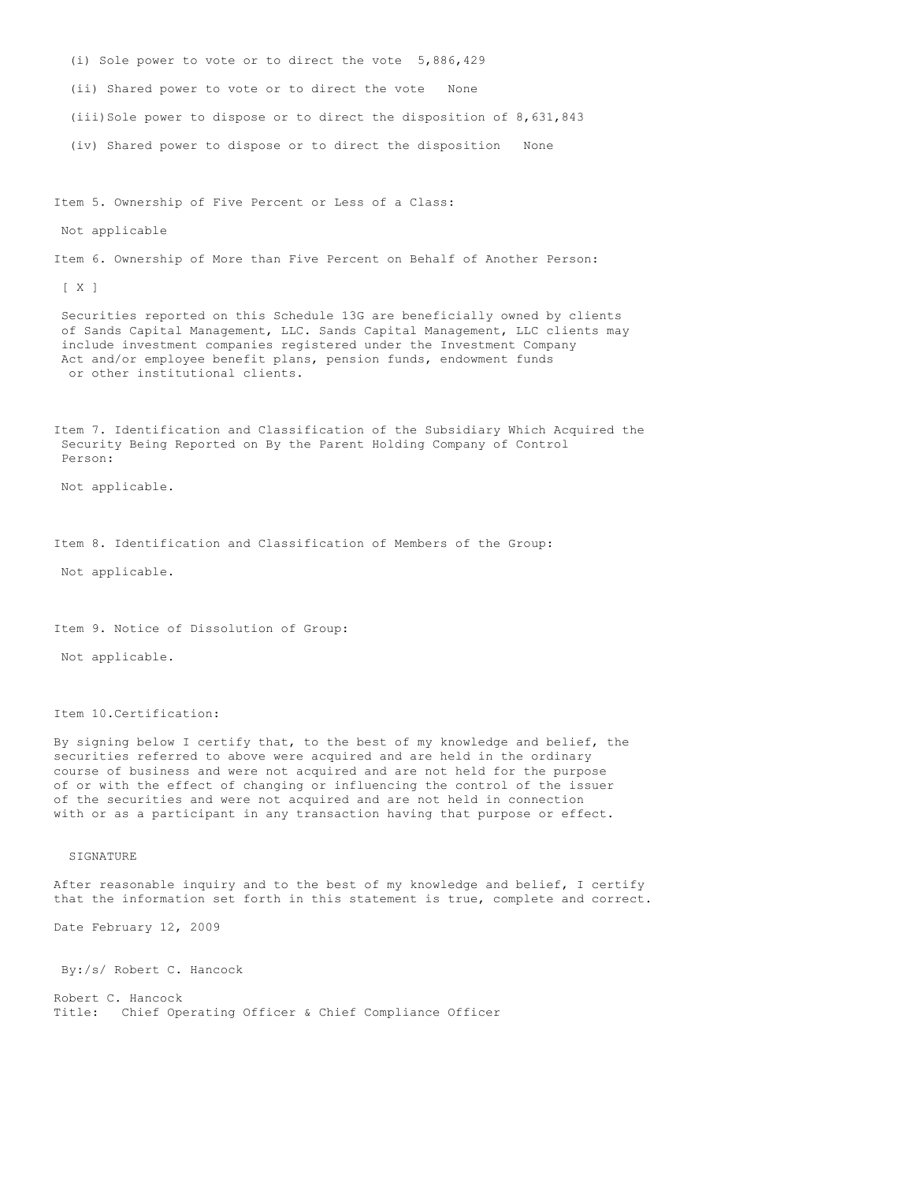(i) Sole power to vote or to direct the vote 5,886,429

(ii) Shared power to vote or to direct the vote None

(iii) Sole power to dispose or to direct the disposition of 8,631,843

(iv) Shared power to dispose or to direct the disposition None

Item 5. Ownership of Five Percent or Less of a Class:

Not applicable

Item 6. Ownership of More than Five Percent on Behalf of Another Person:

[ X ]

Securities reported on this Schedule 13G are beneficially owned by clients of Sands Capital Management, LLC. Sands Capital Management, LLC clients may include investment companies registered under the Investment Company Act and/or employee benefit plans, pension funds, endowment funds or other institutional clients.

Item 7. Identification and Classification of the Subsidiary Which Acquired the Security Being Reported on By the Parent Holding Company of Control Person:

Not applicable.

Item 8. Identification and Classification of Members of the Group:

Not applicable.

Item 9. Notice of Dissolution of Group:

Not applicable.

Item 10.Certification:

By signing below I certify that, to the best of my knowledge and belief, the securities referred to above were acquired and are held in the ordinary course of business and were not acquired and are not held for the purpose of or with the effect of changing or influencing the control of the issuer of the securities and were not acquired and are not held in connection with or as a participant in any transaction having that purpose or effect.

SIGNATURE

After reasonable inquiry and to the best of my knowledge and belief, I certify that the information set forth in this statement is true, complete and correct.

Date February 12, 2009

By:/s/ Robert C. Hancock

Robert C. Hancock
Title: Chief Operating Officer & Chief Compliance Officer